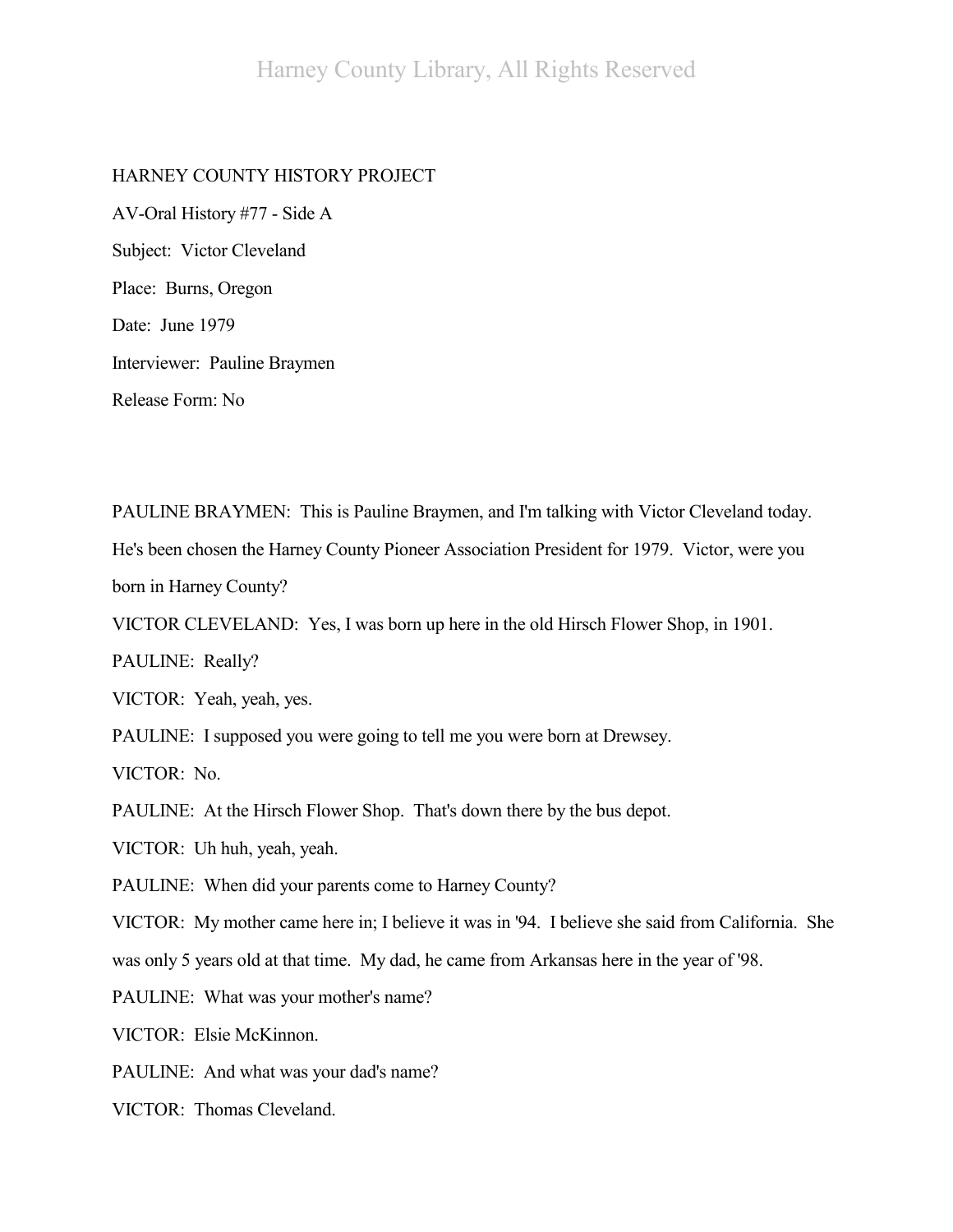HARNEY COUNTY HISTORY PROJECT

AV-Oral History #77 - Side A

Subject: Victor Cleveland

Place: Burns, Oregon

Date: June 1979

Interviewer: Pauline Braymen

Release Form: No

PAULINE BRAYMEN: This is Pauline Braymen, and I'm talking with Victor Cleveland today. He's been chosen the Harney County Pioneer Association President for 1979. Victor, were you born in Harney County?

VICTOR CLEVELAND: Yes, I was born up here in the old Hirsch Flower Shop, in 1901.

PAULINE: Really?

VICTOR: Yeah, yeah, yes.

PAULINE: I supposed you were going to tell me you were born at Drewsey.

VICTOR: No.

PAULINE: At the Hirsch Flower Shop. That's down there by the bus depot.

VICTOR: Uh huh, yeah, yeah.

PAULINE: When did your parents come to Harney County?

VICTOR: My mother came here in; I believe it was in '94. I believe she said from California. She was only 5 years old at that time. My dad, he came from Arkansas here in the year of '98.

PAULINE: What was your mother's name?

VICTOR: Elsie McKinnon.

PAULINE: And what was your dad's name?

VICTOR: Thomas Cleveland.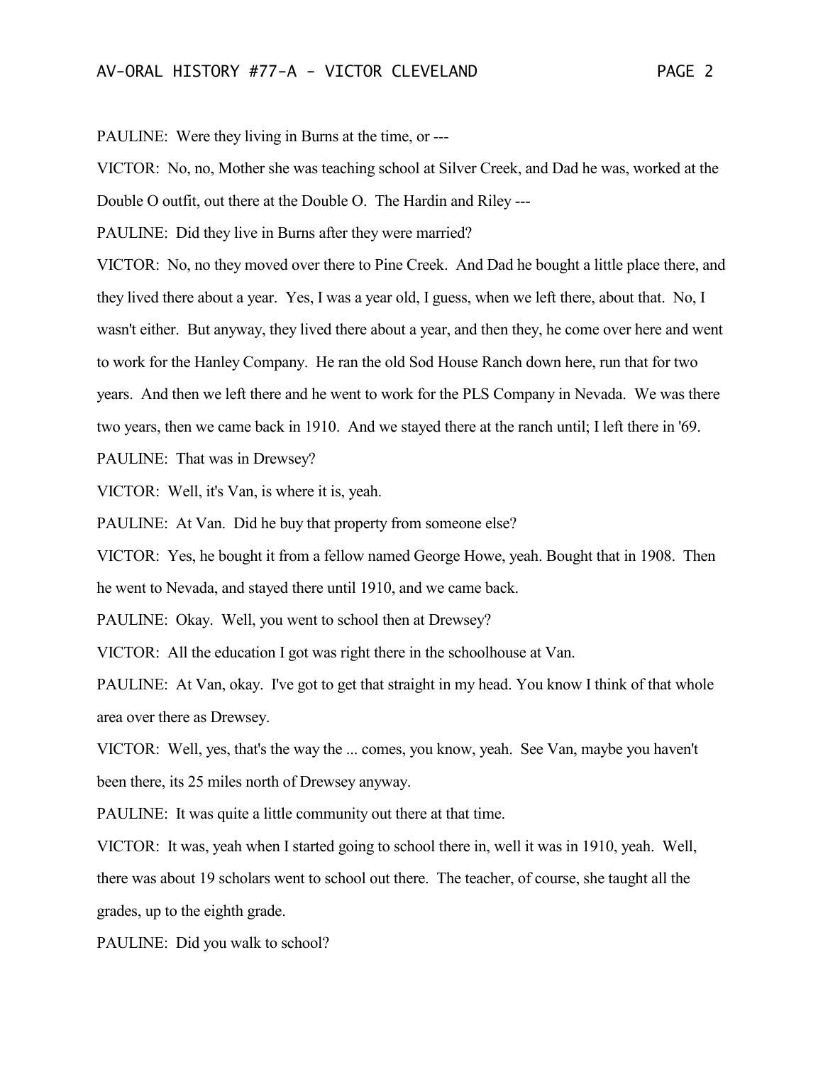PAULINE: Were they living in Burns at the time, or ---

VICTOR: No, no, Mother she was teaching school at Silver Creek, and Dad he was, worked at the Double O outfit, out there at the Double O. The Hardin and Riley ---

PAULINE: Did they live in Burns after they were married?

VICTOR: No, no they moved over there to Pine Creek. And Dad he bought a little place there, and they lived there about a year. Yes, I was a year old, I guess, when we left there, about that. No, I wasn't either. But anyway, they lived there about a year, and then they, he come over here and went to work for the Hanley Company. He ran the old Sod House Ranch down here, run that for two years. And then we left there and he went to work for the PLS Company in Nevada. We was there two years, then we came back in 1910. And we stayed there at the ranch until; I left there in '69.

PAULINE: That was in Drewsey?

VICTOR: Well, it's Van, is where it is, yeah.

PAULINE: At Van. Did he buy that property from someone else?

VICTOR: Yes, he bought it from a fellow named George Howe, yeah. Bought that in 1908. Then he went to Nevada, and stayed there until 1910, and we came back.

PAULINE: Okay. Well, you went to school then at Drewsey?

VICTOR: All the education I got was right there in the schoolhouse at Van.

PAULINE: At Van, okay. I've got to get that straight in my head. You know I think of that whole area over there as Drewsey.

VICTOR: Well, yes, that's the way the ... comes, you know, yeah. See Van, maybe you haven't been there, its 25 miles north of Drewsey anyway.

PAULINE: It was quite a little community out there at that time.

VICTOR: It was, yeah when I started going to school there in, well it was in 1910, yeah. Well, there was about 19 scholars went to school out there. The teacher, of course, she taught all the grades, up to the eighth grade.

PAULINE: Did you walk to school?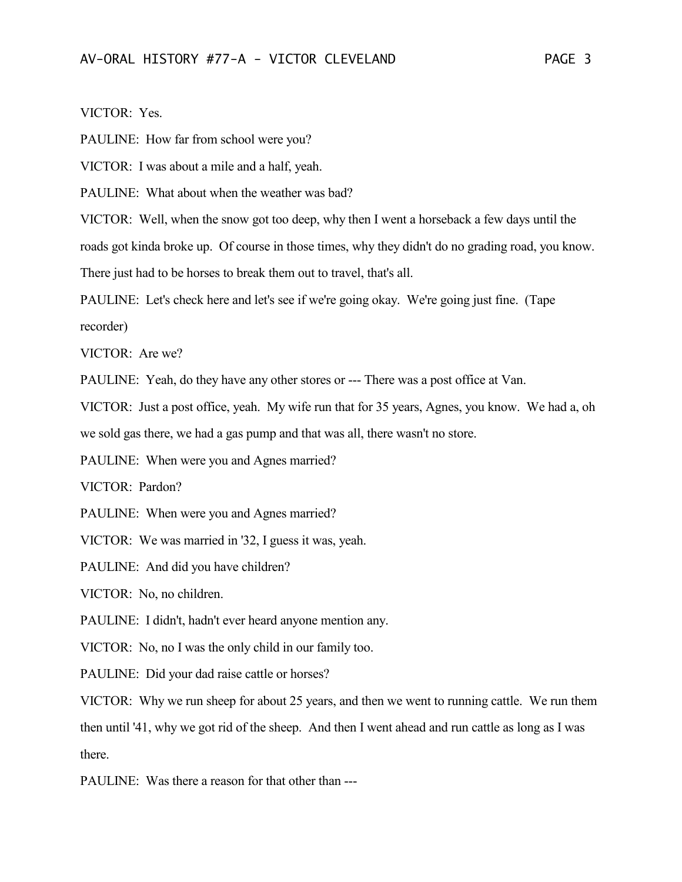VICTOR: Yes.

PAULINE: How far from school were you?

VICTOR: I was about a mile and a half, yeah.

PAULINE: What about when the weather was bad?

VICTOR: Well, when the snow got too deep, why then I went a horseback a few days until the roads got kinda broke up. Of course in those times, why they didn't do no grading road, you know. There just had to be horses to break them out to travel, that's all.

PAULINE: Let's check here and let's see if we're going okay. We're going just fine. (Tape recorder)

VICTOR: Are we?

PAULINE: Yeah, do they have any other stores or --- There was a post office at Van.

VICTOR: Just a post office, yeah. My wife run that for 35 years, Agnes, you know. We had a, oh we sold gas there, we had a gas pump and that was all, there wasn't no store.

PAULINE: When were you and Agnes married?

VICTOR: Pardon?

PAULINE: When were you and Agnes married?

VICTOR: We was married in '32, I guess it was, yeah.

PAULINE: And did you have children?

VICTOR: No, no children.

PAULINE: I didn't, hadn't ever heard anyone mention any.

VICTOR: No, no I was the only child in our family too.

PAULINE: Did your dad raise cattle or horses?

VICTOR: Why we run sheep for about 25 years, and then we went to running cattle. We run them then until '41, why we got rid of the sheep. And then I went ahead and run cattle as long as I was there.

PAULINE: Was there a reason for that other than ---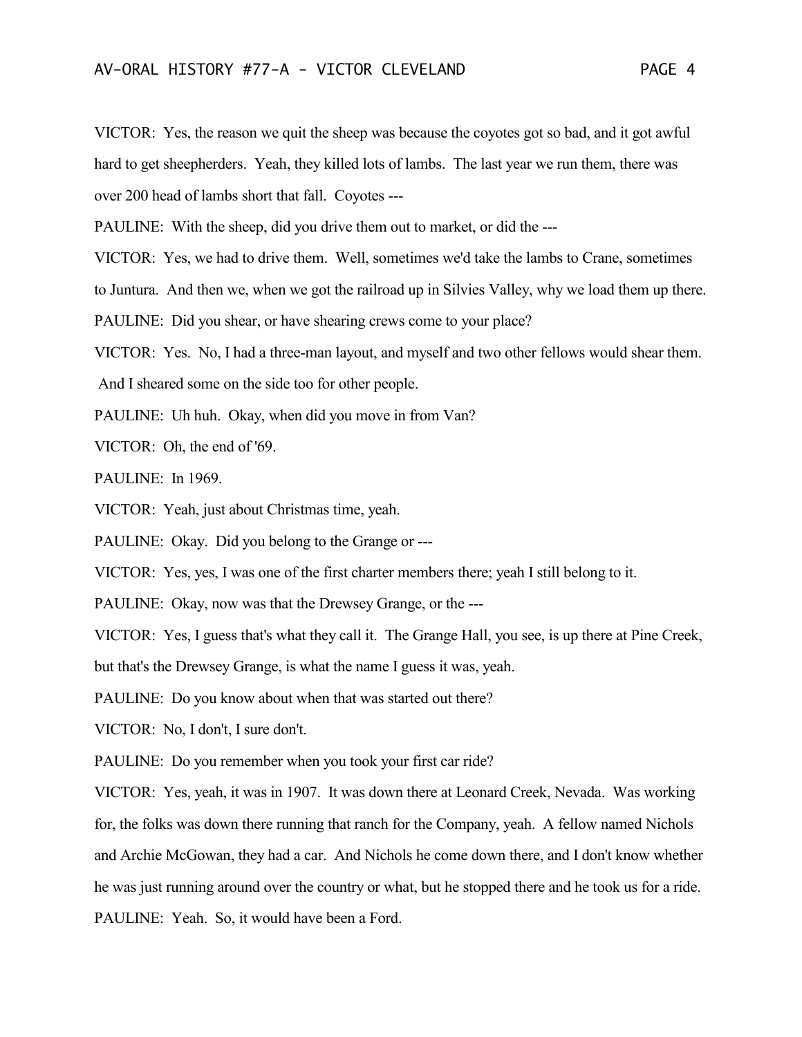VICTOR: Yes, the reason we quit the sheep was because the coyotes got so bad, and it got awful hard to get sheepherders. Yeah, they killed lots of lambs. The last year we run them, there was over 200 head of lambs short that fall. Coyotes ---

PAULINE: With the sheep, did you drive them out to market, or did the ---

VICTOR: Yes, we had to drive them. Well, sometimes we'd take the lambs to Crane, sometimes to Juntura. And then we, when we got the railroad up in Silvies Valley, why we load them up there.

PAULINE: Did you shear, or have shearing crews come to your place?

VICTOR: Yes. No, I had a three-man layout, and myself and two other fellows would shear them. And I sheared some on the side too for other people.

PAULINE: Uh huh. Okay, when did you move in from Van?

VICTOR: Oh, the end of '69.

PAULINE: In 1969.

VICTOR: Yeah, just about Christmas time, yeah.

PAULINE: Okay. Did you belong to the Grange or ---

VICTOR: Yes, yes, I was one of the first charter members there; yeah I still belong to it.

PAULINE: Okay, now was that the Drewsey Grange, or the ---

VICTOR: Yes, I guess that's what they call it. The Grange Hall, you see, is up there at Pine Creek, but that's the Drewsey Grange, is what the name I guess it was, yeah.

PAULINE: Do you know about when that was started out there?

VICTOR: No, I don't, I sure don't.

PAULINE: Do you remember when you took your first car ride?

VICTOR: Yes, yeah, it was in 1907. It was down there at Leonard Creek, Nevada. Was working for, the folks was down there running that ranch for the Company, yeah. A fellow named Nichols and Archie McGowan, they had a car. And Nichols he come down there, and I don't know whether he was just running around over the country or what, but he stopped there and he took us for a ride.

PAULINE: Yeah. So, it would have been a Ford.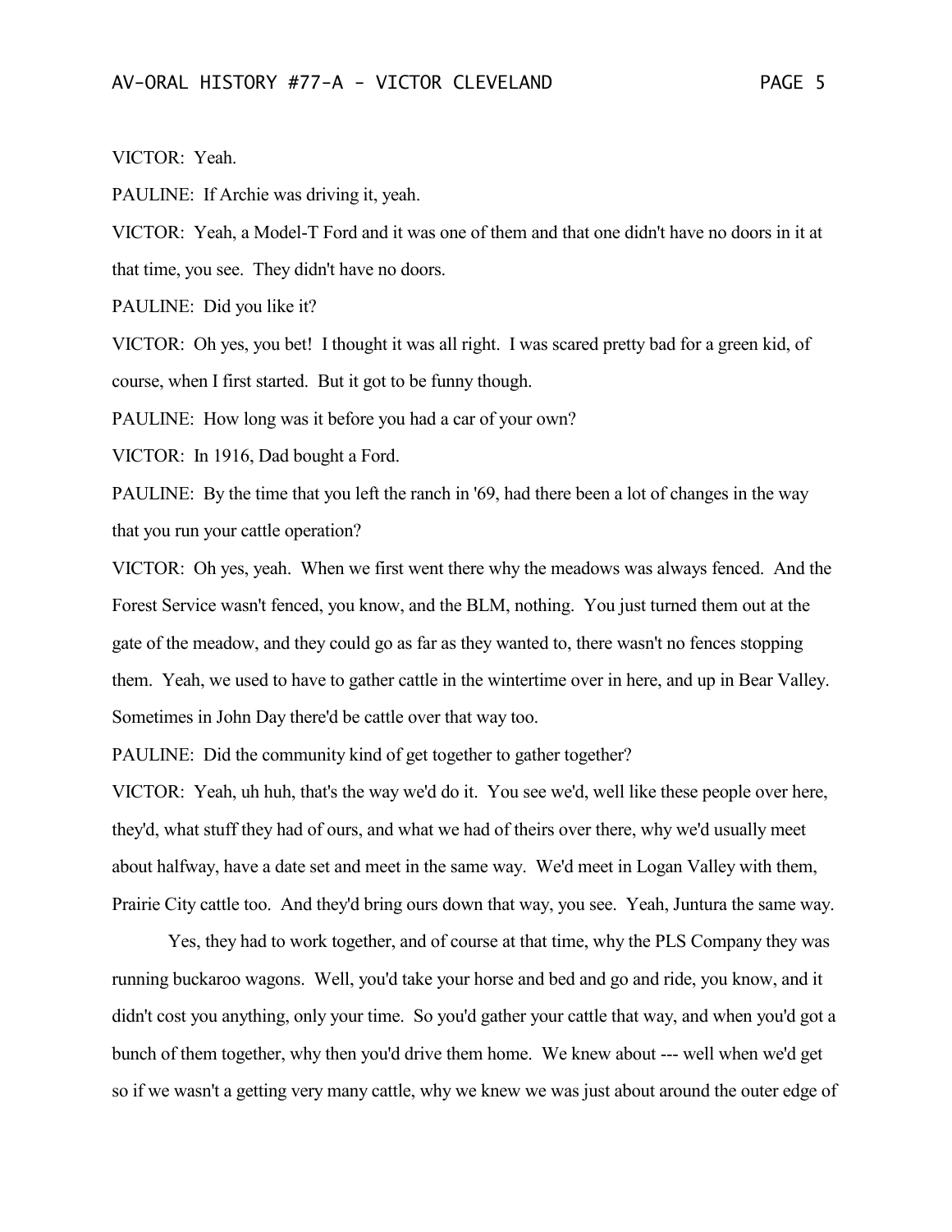VICTOR: Yeah.

PAULINE: If Archie was driving it, yeah.

VICTOR: Yeah, a Model-T Ford and it was one of them and that one didn't have no doors in it at that time, you see. They didn't have no doors.

PAULINE: Did you like it?

VICTOR: Oh yes, you bet! I thought it was all right. I was scared pretty bad for a green kid, of course, when I first started. But it got to be funny though.

PAULINE: How long was it before you had a car of your own?

VICTOR: In 1916, Dad bought a Ford.

PAULINE: By the time that you left the ranch in '69, had there been a lot of changes in the way that you run your cattle operation?

VICTOR: Oh yes, yeah. When we first went there why the meadows was always fenced. And the Forest Service wasn't fenced, you know, and the BLM, nothing. You just turned them out at the gate of the meadow, and they could go as far as they wanted to, there wasn't no fences stopping them. Yeah, we used to have to gather cattle in the wintertime over in here, and up in Bear Valley. Sometimes in John Day there'd be cattle over that way too.

PAULINE: Did the community kind of get together to gather together?

VICTOR: Yeah, uh huh, that's the way we'd do it. You see we'd, well like these people over here, they'd, what stuff they had of ours, and what we had of theirs over there, why we'd usually meet about halfway, have a date set and meet in the same way. We'd meet in Logan Valley with them, Prairie City cattle too. And they'd bring ours down that way, you see. Yeah, Juntura the same way.

Yes, they had to work together, and of course at that time, why the PLS Company they was running buckaroo wagons. Well, you'd take your horse and bed and go and ride, you know, and it didn't cost you anything, only your time. So you'd gather your cattle that way, and when you'd got a bunch of them together, why then you'd drive them home. We knew about --- well when we'd get so if we wasn't a getting very many cattle, why we knew we was just about around the outer edge of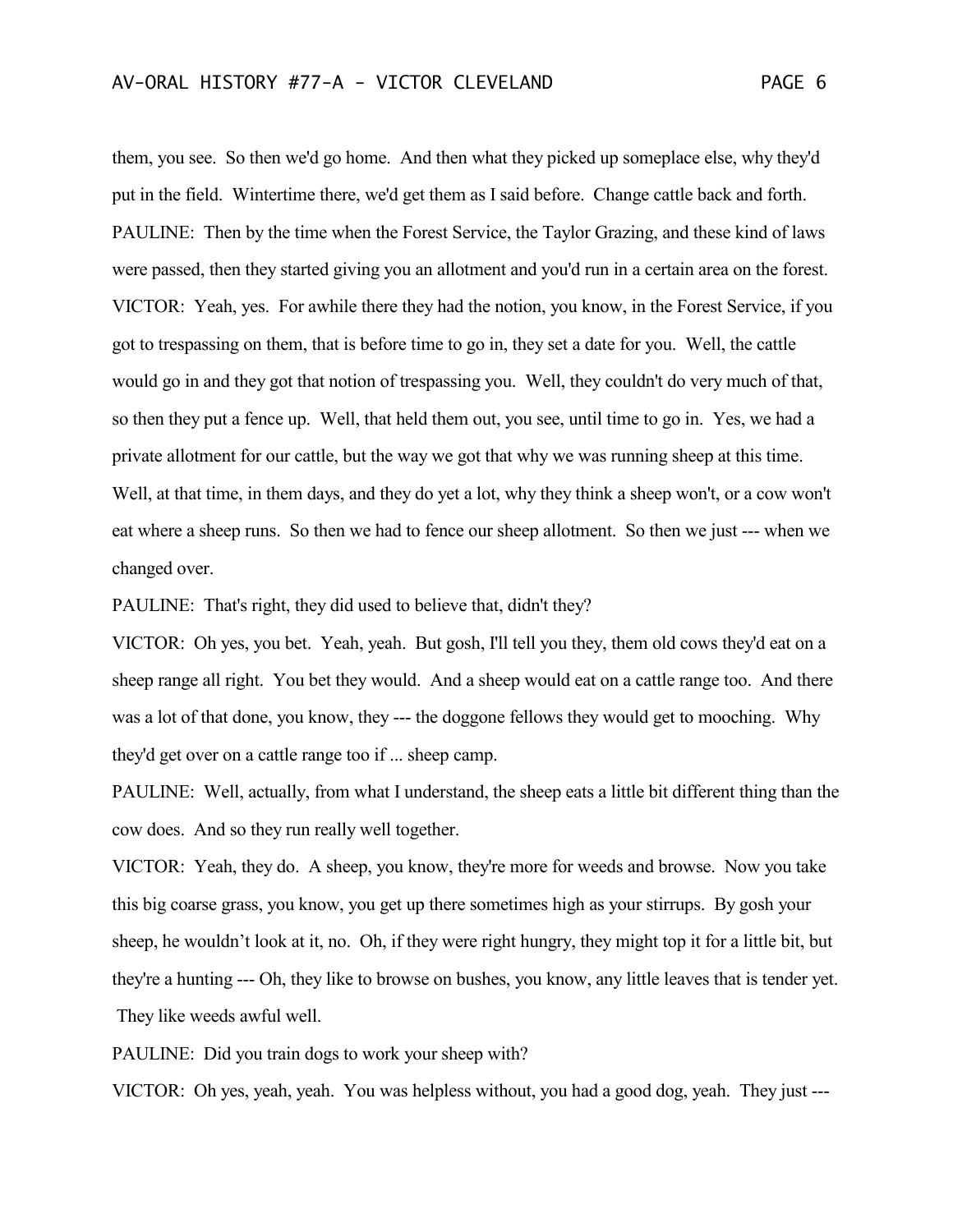them, you see. So then we'd go home. And then what they picked up someplace else, why they'd put in the field. Wintertime there, we'd get them as I said before. Change cattle back and forth.

PAULINE: Then by the time when the Forest Service, the Taylor Grazing, and these kind of laws were passed, then they started giving you an allotment and you'd run in a certain area on the forest.

VICTOR: Yeah, yes. For awhile there they had the notion, you know, in the Forest Service, if you got to trespassing on them, that is before time to go in, they set a date for you. Well, the cattle would go in and they got that notion of trespassing you. Well, they couldn't do very much of that, so then they put a fence up. Well, that held them out, you see, until time to go in. Yes, we had a private allotment for our cattle, but the way we got that why we was running sheep at this time. Well, at that time, in them days, and they do yet a lot, why they think a sheep won't, or a cow won't eat where a sheep runs. So then we had to fence our sheep allotment. So then we just --- when we changed over.

PAULINE: That's right, they did used to believe that, didn't they?

VICTOR: Oh yes, you bet. Yeah, yeah. But gosh, I'll tell you they, them old cows they'd eat on a sheep range all right. You bet they would. And a sheep would eat on a cattle range too. And there was a lot of that done, you know, they --- the doggone fellows they would get to mooching. Why they'd get over on a cattle range too if ... sheep camp.

PAULINE: Well, actually, from what I understand, the sheep eats a little bit different thing than the cow does. And so they run really well together.

VICTOR: Yeah, they do. A sheep, you know, they're more for weeds and browse. Now you take this big coarse grass, you know, you get up there sometimes high as your stirrups. By gosh your sheep, he wouldn't look at it, no. Oh, if they were right hungry, they might top it for a little bit, but they're a hunting --- Oh, they like to browse on bushes, you know, any little leaves that is tender yet. They like weeds awful well.

PAULINE: Did you train dogs to work your sheep with?

VICTOR: Oh yes, yeah, yeah. You was helpless without, you had a good dog, yeah. They just ---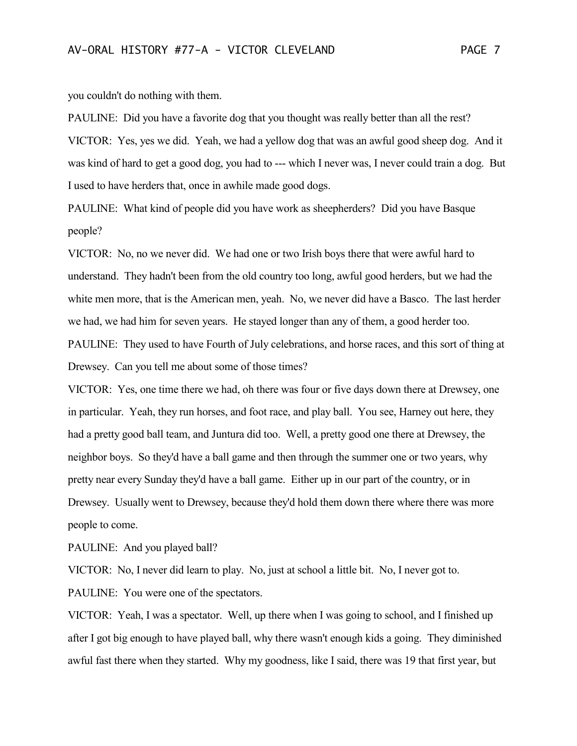you couldn't do nothing with them.

PAULINE: Did you have a favorite dog that you thought was really better than all the rest?

VICTOR: Yes, yes we did. Yeah, we had a yellow dog that was an awful good sheep dog. And it was kind of hard to get a good dog, you had to --- which I never was, I never could train a dog. But I used to have herders that, once in awhile made good dogs.

PAULINE: What kind of people did you have work as sheepherders? Did you have Basque people?

VICTOR: No, no we never did. We had one or two Irish boys there that were awful hard to understand. They hadn't been from the old country too long, awful good herders, but we had the white men more, that is the American men, yeah. No, we never did have a Basco. The last herder we had, we had him for seven years. He stayed longer than any of them, a good herder too.

PAULINE: They used to have Fourth of July celebrations, and horse races, and this sort of thing at Drewsey. Can you tell me about some of those times?

VICTOR: Yes, one time there we had, oh there was four or five days down there at Drewsey, one in particular. Yeah, they run horses, and foot race, and play ball. You see, Harney out here, they had a pretty good ball team, and Juntura did too. Well, a pretty good one there at Drewsey, the neighbor boys. So they'd have a ball game and then through the summer one or two years, why pretty near every Sunday they'd have a ball game. Either up in our part of the country, or in Drewsey. Usually went to Drewsey, because they'd hold them down there where there was more people to come.

PAULINE: And you played ball?

VICTOR: No, I never did learn to play. No, just at school a little bit. No, I never got to.

PAULINE: You were one of the spectators.

VICTOR: Yeah, I was a spectator. Well, up there when I was going to school, and I finished up after I got big enough to have played ball, why there wasn't enough kids a going. They diminished awful fast there when they started. Why my goodness, like I said, there was 19 that first year, but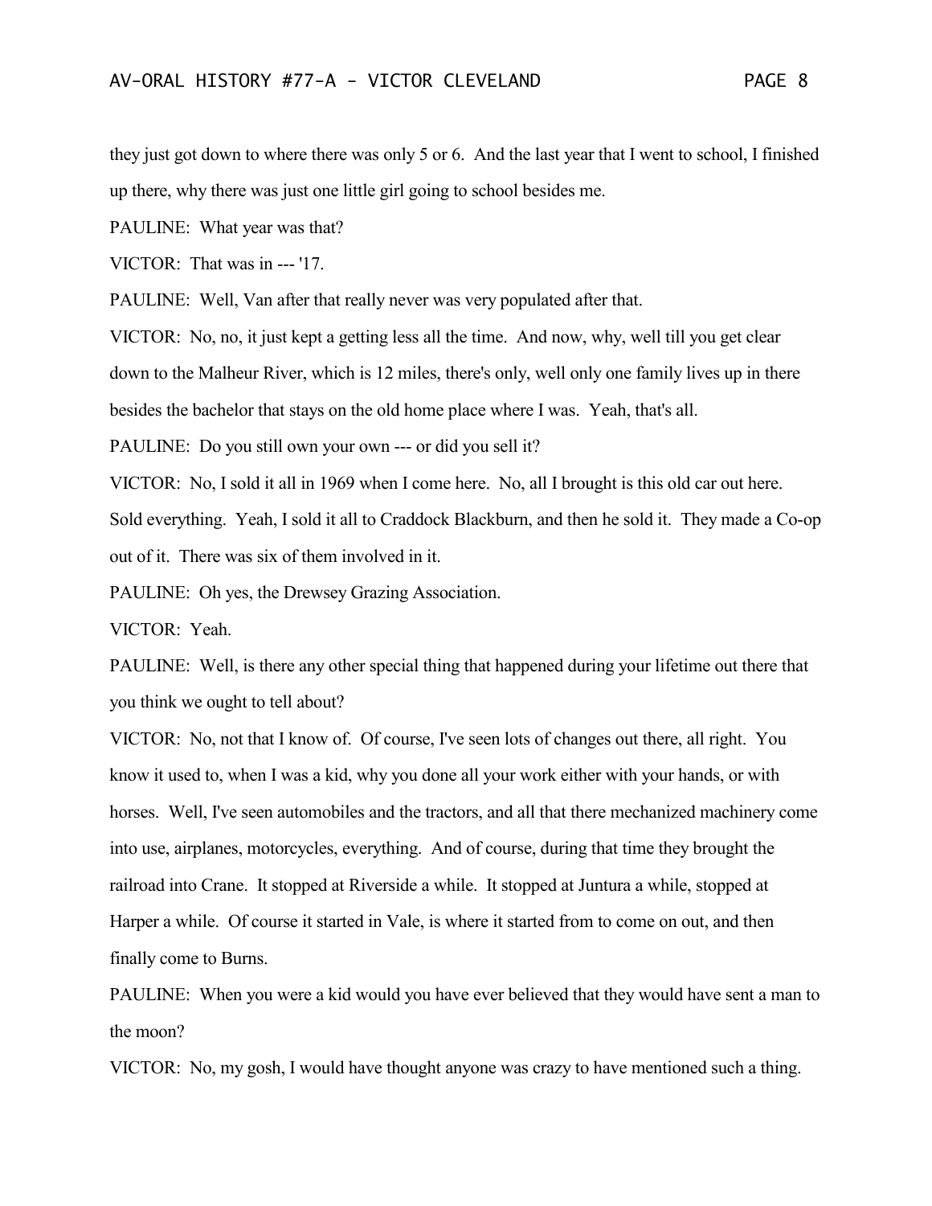they just got down to where there was only 5 or 6. And the last year that I went to school, I finished up there, why there was just one little girl going to school besides me.

PAULINE: What year was that?

VICTOR: That was in --- '17.

PAULINE: Well, Van after that really never was very populated after that.

VICTOR: No, no, it just kept a getting less all the time. And now, why, well till you get clear down to the Malheur River, which is 12 miles, there's only, well only one family lives up in there besides the bachelor that stays on the old home place where I was. Yeah, that's all.

PAULINE: Do you still own your own --- or did you sell it?

VICTOR: No, I sold it all in 1969 when I come here. No, all I brought is this old car out here. Sold everything. Yeah, I sold it all to Craddock Blackburn, and then he sold it. They made a Co-op out of it. There was six of them involved in it.

PAULINE: Oh yes, the Drewsey Grazing Association.

VICTOR: Yeah.

PAULINE: Well, is there any other special thing that happened during your lifetime out there that you think we ought to tell about?

VICTOR: No, not that I know of. Of course, I've seen lots of changes out there, all right. You know it used to, when I was a kid, why you done all your work either with your hands, or with horses. Well, I've seen automobiles and the tractors, and all that there mechanized machinery come into use, airplanes, motorcycles, everything. And of course, during that time they brought the railroad into Crane. It stopped at Riverside a while. It stopped at Juntura a while, stopped at Harper a while. Of course it started in Vale, is where it started from to come on out, and then finally come to Burns.

PAULINE: When you were a kid would you have ever believed that they would have sent a man to the moon?

VICTOR: No, my gosh, I would have thought anyone was crazy to have mentioned such a thing.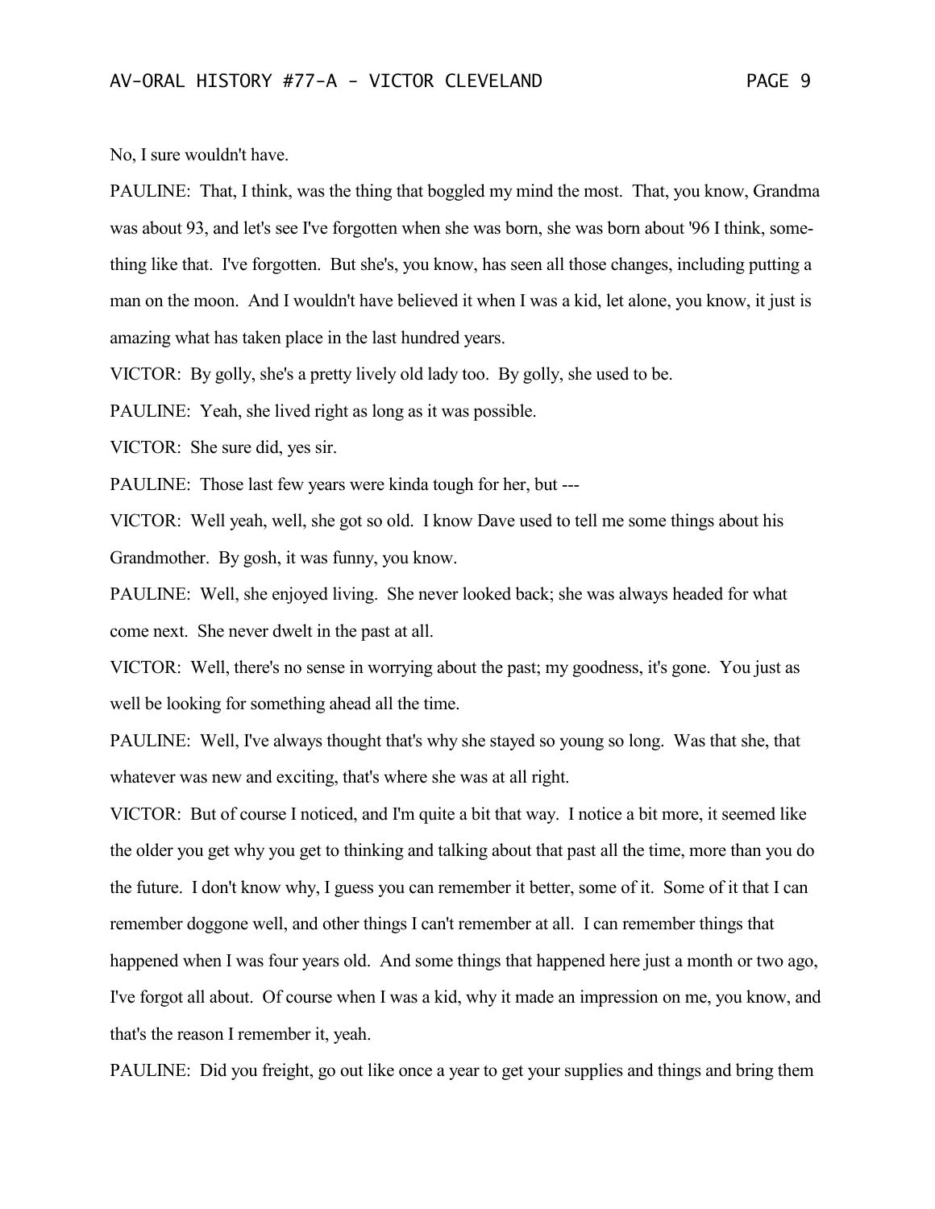No, I sure wouldn't have.

PAULINE: That, I think, was the thing that boggled my mind the most. That, you know, Grandma was about 93, and let's see I've forgotten when she was born, she was born about '96 I think, something like that. I've forgotten. But she's, you know, has seen all those changes, including putting a man on the moon. And I wouldn't have believed it when I was a kid, let alone, you know, it just is amazing what has taken place in the last hundred years.

VICTOR: By golly, she's a pretty lively old lady too. By golly, she used to be.

PAULINE: Yeah, she lived right as long as it was possible.

VICTOR: She sure did, yes sir.

PAULINE: Those last few years were kinda tough for her, but ---

VICTOR: Well yeah, well, she got so old. I know Dave used to tell me some things about his Grandmother. By gosh, it was funny, you know.

PAULINE: Well, she enjoyed living. She never looked back; she was always headed for what come next. She never dwelt in the past at all.

VICTOR: Well, there's no sense in worrying about the past; my goodness, it's gone. You just as well be looking for something ahead all the time.

PAULINE: Well, I've always thought that's why she stayed so young so long. Was that she, that whatever was new and exciting, that's where she was at all right.

VICTOR: But of course I noticed, and I'm quite a bit that way. I notice a bit more, it seemed like the older you get why you get to thinking and talking about that past all the time, more than you do the future. I don't know why, I guess you can remember it better, some of it. Some of it that I can remember doggone well, and other things I can't remember at all. I can remember things that happened when I was four years old. And some things that happened here just a month or two ago, I've forgot all about. Of course when I was a kid, why it made an impression on me, you know, and that's the reason I remember it, yeah.

PAULINE: Did you freight, go out like once a year to get your supplies and things and bring them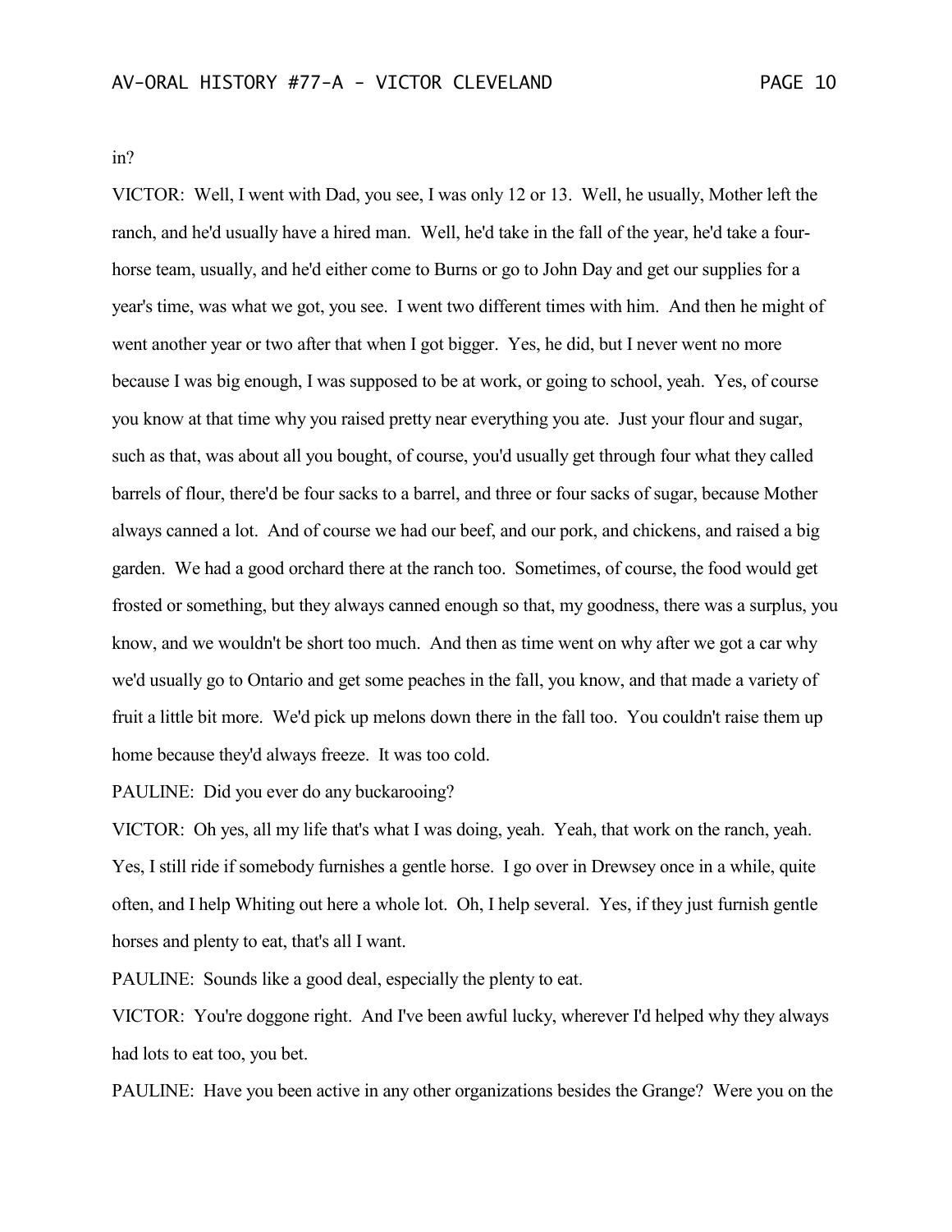in?

VICTOR: Well, I went with Dad, you see, I was only 12 or 13. Well, he usually, Mother left the ranch, and he'd usually have a hired man. Well, he'd take in the fall of the year, he'd take a four-horse team, usually, and he'd either come to Burns or go to John Day and get our supplies for a year's time, was what we got, you see. I went two different times with him. And then he might of went another year or two after that when I got bigger. Yes, he did, but I never went no more because I was big enough, I was supposed to be at work, or going to school, yeah. Yes, of course you know at that time why you raised pretty near everything you ate. Just your flour and sugar, such as that, was about all you bought, of course, you'd usually get through four what they called barrels of flour, there'd be four sacks to a barrel, and three or four sacks of sugar, because Mother always canned a lot. And of course we had our beef, and our pork, and chickens, and raised a big garden. We had a good orchard there at the ranch too. Sometimes, of course, the food would get frosted or something, but they always canned enough so that, my goodness, there was a surplus, you know, and we wouldn't be short too much. And then as time went on why after we got a car why we'd usually go to Ontario and get some peaches in the fall, you know, and that made a variety of fruit a little bit more. We'd pick up melons down there in the fall too. You couldn't raise them up home because they'd always freeze. It was too cold.

PAULINE: Did you ever do any buckarooing?

VICTOR: Oh yes, all my life that's what I was doing, yeah. Yeah, that work on the ranch, yeah. Yes, I still ride if somebody furnishes a gentle horse. I go over in Drewsey once in a while, quite often, and I help Whiting out here a whole lot. Oh, I help several. Yes, if they just furnish gentle horses and plenty to eat, that's all I want.

PAULINE: Sounds like a good deal, especially the plenty to eat.

VICTOR: You're doggone right. And I've been awful lucky, wherever I'd helped why they always had lots to eat too, you bet.

PAULINE: Have you been active in any other organizations besides the Grange? Were you on the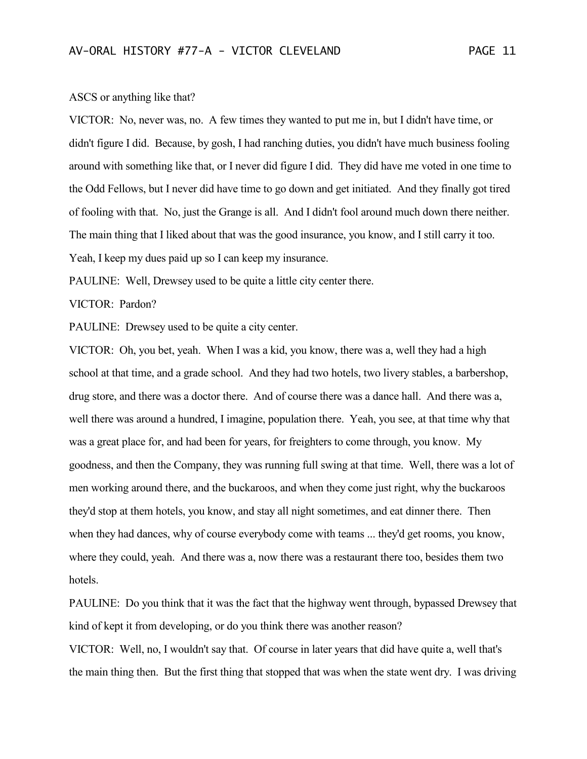ASCS or anything like that?

VICTOR: No, never was, no. A few times they wanted to put me in, but I didn't have time, or didn't figure I did. Because, by gosh, I had ranching duties, you didn't have much business fooling around with something like that, or I never did figure I did. They did have me voted in one time to the Odd Fellows, but I never did have time to go down and get initiated. And they finally got tired of fooling with that. No, just the Grange is all. And I didn't fool around much down there neither. The main thing that I liked about that was the good insurance, you know, and I still carry it too. Yeah, I keep my dues paid up so I can keep my insurance.

PAULINE: Well, Drewsey used to be quite a little city center there.

VICTOR: Pardon?

PAULINE: Drewsey used to be quite a city center.

VICTOR: Oh, you bet, yeah. When I was a kid, you know, there was a, well they had a high school at that time, and a grade school. And they had two hotels, two livery stables, a barbershop, drug store, and there was a doctor there. And of course there was a dance hall. And there was a, well there was around a hundred, I imagine, population there. Yeah, you see, at that time why that was a great place for, and had been for years, for freighters to come through, you know. My goodness, and then the Company, they was running full swing at that time. Well, there was a lot of men working around there, and the buckaroos, and when they come just right, why the buckaroos they'd stop at them hotels, you know, and stay all night sometimes, and eat dinner there. Then when they had dances, why of course everybody come with teams ... they'd get rooms, you know, where they could, yeah. And there was a, now there was a restaurant there too, besides them two hotels.

PAULINE: Do you think that it was the fact that the highway went through, bypassed Drewsey that kind of kept it from developing, or do you think there was another reason?

VICTOR: Well, no, I wouldn't say that. Of course in later years that did have quite a, well that's the main thing then. But the first thing that stopped that was when the state went dry. I was driving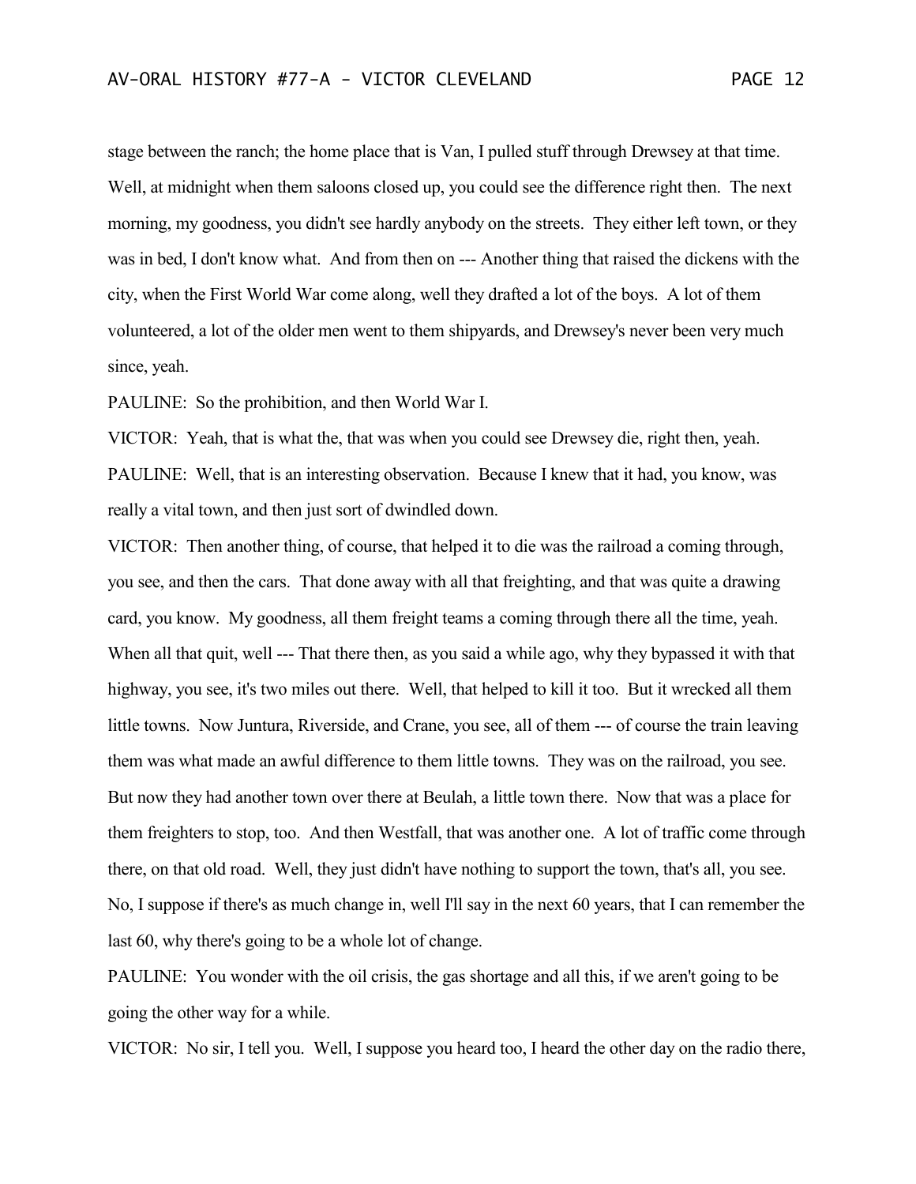stage between the ranch; the home place that is Van, I pulled stuff through Drewsey at that time. Well, at midnight when them saloons closed up, you could see the difference right then. The next morning, my goodness, you didn't see hardly anybody on the streets. They either left town, or they was in bed, I don't know what. And from then on --- Another thing that raised the dickens with the city, when the First World War come along, well they drafted a lot of the boys. A lot of them volunteered, a lot of the older men went to them shipyards, and Drewsey's never been very much since, yeah.

PAULINE: So the prohibition, and then World War I.

VICTOR: Yeah, that is what the, that was when you could see Drewsey die, right then, yeah.

PAULINE: Well, that is an interesting observation. Because I knew that it had, you know, was really a vital town, and then just sort of dwindled down.

VICTOR: Then another thing, of course, that helped it to die was the railroad a coming through, you see, and then the cars. That done away with all that freighting, and that was quite a drawing card, you know. My goodness, all them freight teams a coming through there all the time, yeah. When all that quit, well --- That there then, as you said a while ago, why they bypassed it with that highway, you see, it's two miles out there. Well, that helped to kill it too. But it wrecked all them little towns. Now Juntura, Riverside, and Crane, you see, all of them --- of course the train leaving them was what made an awful difference to them little towns. They was on the railroad, you see. But now they had another town over there at Beulah, a little town there. Now that was a place for them freighters to stop, too. And then Westfall, that was another one. A lot of traffic come through there, on that old road. Well, they just didn't have nothing to support the town, that's all, you see. No, I suppose if there's as much change in, well I'll say in the next 60 years, that I can remember the last 60, why there's going to be a whole lot of change.

PAULINE: You wonder with the oil crisis, the gas shortage and all this, if we aren't going to be going the other way for a while.

VICTOR: No sir, I tell you. Well, I suppose you heard too, I heard the other day on the radio there,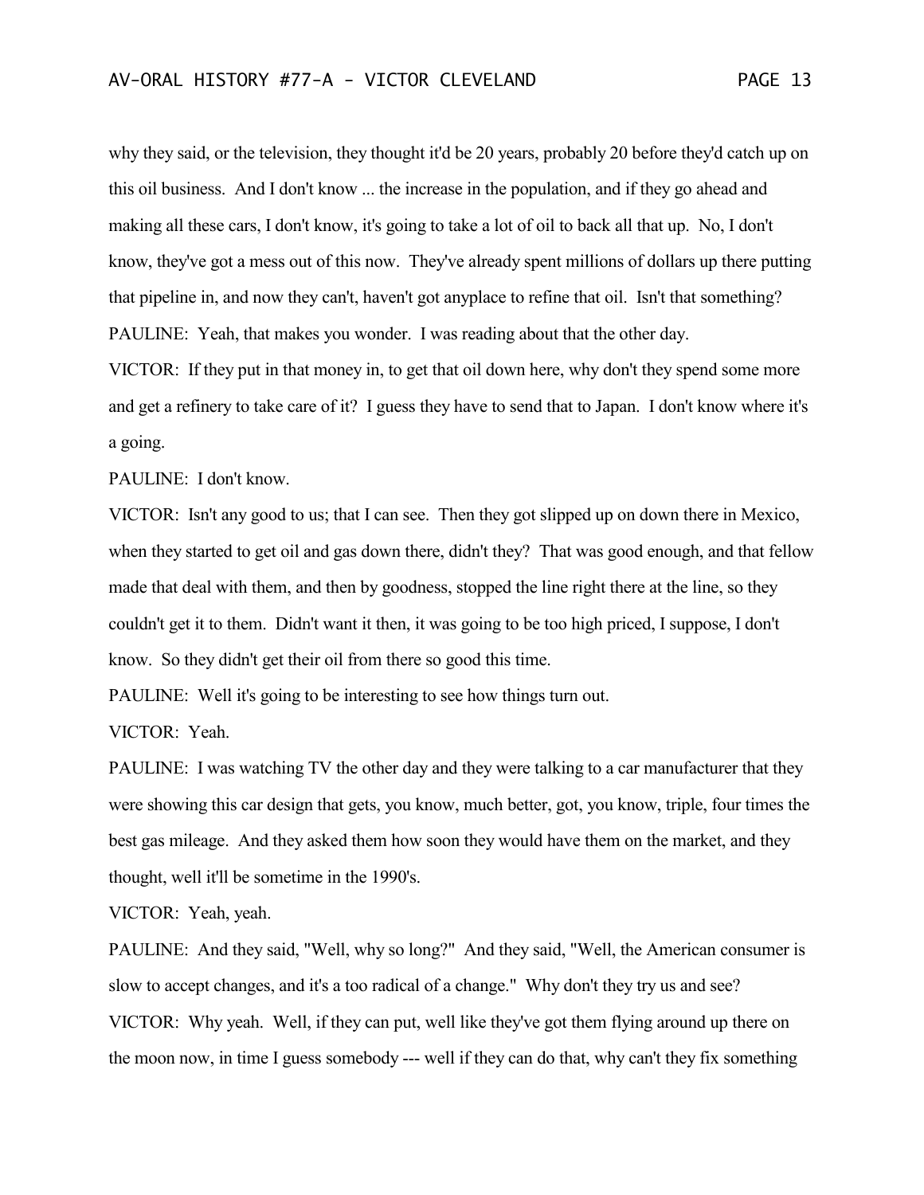why they said, or the television, they thought it'd be 20 years, probably 20 before they'd catch up on this oil business. And I don't know ... the increase in the population, and if they go ahead and making all these cars, I don't know, it's going to take a lot of oil to back all that up. No, I don't know, they've got a mess out of this now. They've already spent millions of dollars up there putting that pipeline in, and now they can't, haven't got anyplace to refine that oil. Isn't that something?

PAULINE: Yeah, that makes you wonder. I was reading about that the other day.

VICTOR: If they put in that money in, to get that oil down here, why don't they spend some more and get a refinery to take care of it? I guess they have to send that to Japan. I don't know where it's a going.

PAULINE: I don't know.

VICTOR: Isn't any good to us; that I can see. Then they got slipped up on down there in Mexico, when they started to get oil and gas down there, didn't they? That was good enough, and that fellow made that deal with them, and then by goodness, stopped the line right there at the line, so they couldn't get it to them. Didn't want it then, it was going to be too high priced, I suppose, I don't know. So they didn't get their oil from there so good this time.

PAULINE: Well it's going to be interesting to see how things turn out.

VICTOR: Yeah.

PAULINE: I was watching TV the other day and they were talking to a car manufacturer that they were showing this car design that gets, you know, much better, got, you know, triple, four times the best gas mileage. And they asked them how soon they would have them on the market, and they thought, well it'll be sometime in the 1990's.

VICTOR: Yeah, yeah.

PAULINE: And they said, "Well, why so long?" And they said, "Well, the American consumer is slow to accept changes, and it's a too radical of a change." Why don't they try us and see?

VICTOR: Why yeah. Well, if they can put, well like they've got them flying around up there on the moon now, in time I guess somebody --- well if they can do that, why can't they fix something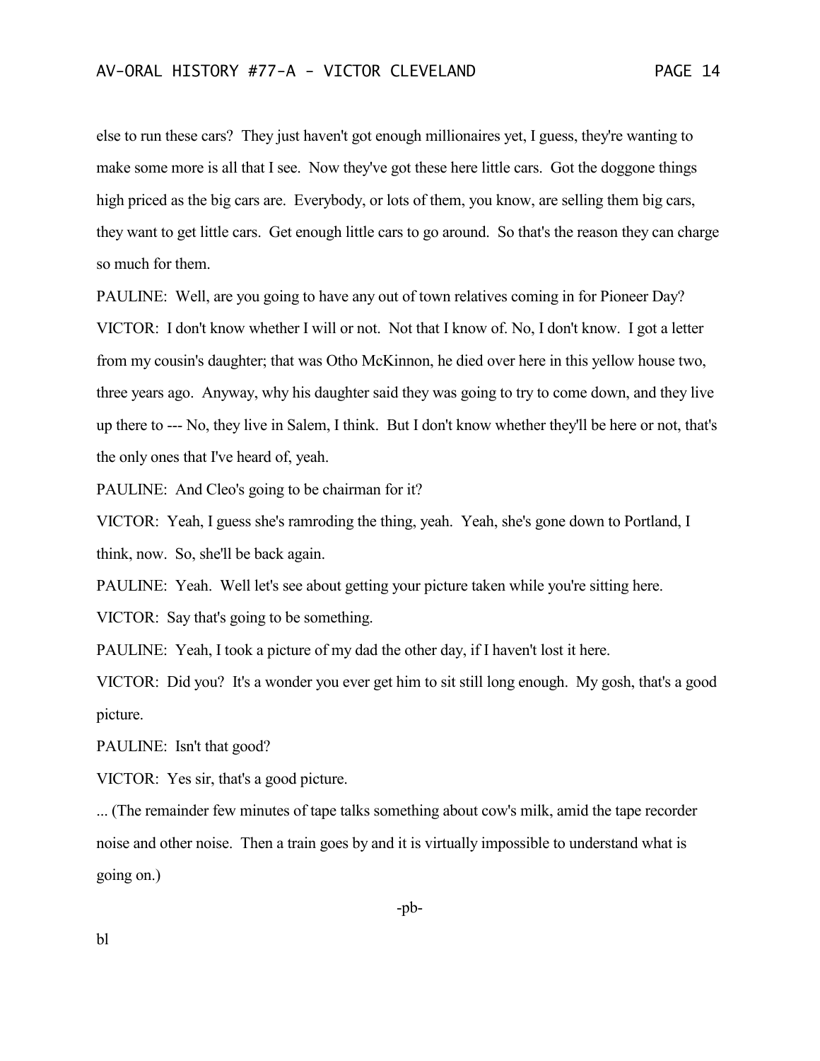else to run these cars? They just haven't got enough millionaires yet, I guess, they're wanting to make some more is all that I see. Now they've got these here little cars. Got the doggone things high priced as the big cars are. Everybody, or lots of them, you know, are selling them big cars, they want to get little cars. Get enough little cars to go around. So that's the reason they can charge so much for them.

PAULINE: Well, are you going to have any out of town relatives coming in for Pioneer Day?

VICTOR: I don't know whether I will or not. Not that I know of. No, I don't know. I got a letter from my cousin's daughter; that was Otho McKinnon, he died over here in this yellow house two, three years ago. Anyway, why his daughter said they was going to try to come down, and they live up there to --- No, they live in Salem, I think. But I don't know whether they'll be here or not, that's the only ones that I've heard of, yeah.

PAULINE: And Cleo's going to be chairman for it?

VICTOR: Yeah, I guess she's ramroding the thing, yeah. Yeah, she's gone down to Portland, I think, now. So, she'll be back again.

PAULINE: Yeah. Well let's see about getting your picture taken while you're sitting here.

VICTOR: Say that's going to be something.

PAULINE: Yeah, I took a picture of my dad the other day, if I haven't lost it here.

VICTOR: Did you? It's a wonder you ever get him to sit still long enough. My gosh, that's a good picture.

PAULINE: Isn't that good?

VICTOR: Yes sir, that's a good picture.

... (The remainder few minutes of tape talks something about cow's milk, amid the tape recorder noise and other noise. Then a train goes by and it is virtually impossible to understand what is going on.)

-pb-

bl